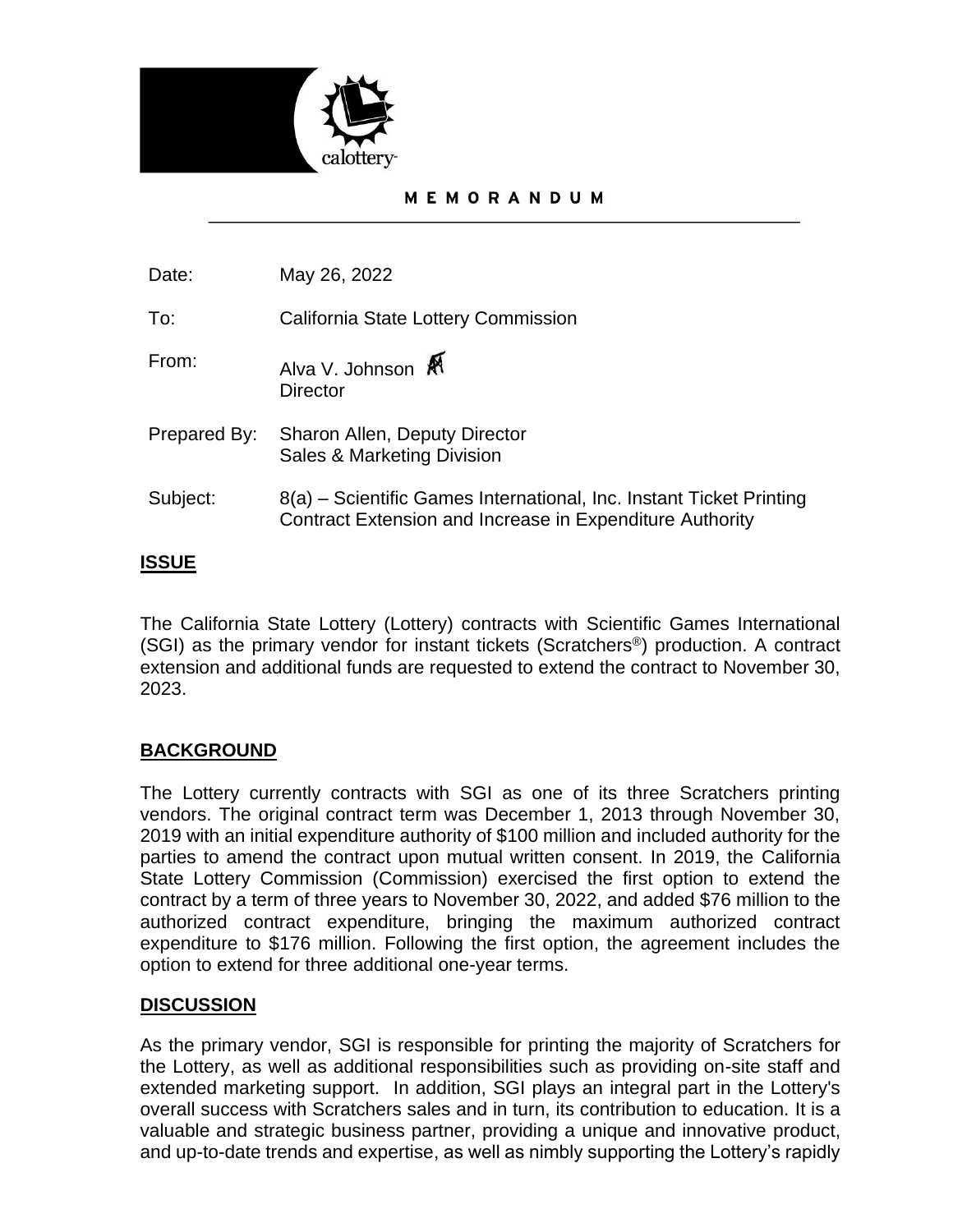calottery

**MEMORANDUM**

| | |
|---|---|
| Date: | May 26, 2022 |
| To: | California State Lottery Commission |
| From: | Alva V. Johnson<br>Director |
| Prepared By: | Sharon Allen, Deputy Director<br>Sales & Marketing Division |
| Subject: | 8(a) – Scientific Games International, Inc. Instant Ticket Printing Contract Extension and Increase in Expenditure Authority |

## ISSUE

The California State Lottery (Lottery) contracts with Scientific Games International (SGI) as the primary vendor for instant tickets (Scratchers®) production. A contract extension and additional funds are requested to extend the contract to November 30, 2023.

## BACKGROUND

The Lottery currently contracts with SGI as one of its three Scratchers printing vendors. The original contract term was December 1, 2013 through November 30, 2019 with an initial expenditure authority of $100 million and included authority for the parties to amend the contract upon mutual written consent. In 2019, the California State Lottery Commission (Commission) exercised the first option to extend the contract by a term of three years to November 30, 2022, and added $76 million to the authorized contract expenditure, bringing the maximum authorized contract expenditure to $176 million. Following the first option, the agreement includes the option to extend for three additional one-year terms.

## DISCUSSION

As the primary vendor, SGI is responsible for printing the majority of Scratchers for the Lottery, as well as additional responsibilities such as providing on-site staff and extended marketing support. In addition, SGI plays an integral part in the Lottery's overall success with Scratchers sales and in turn, its contribution to education. It is a valuable and strategic business partner, providing a unique and innovative product, and up-to-date trends and expertise, as well as nimbly supporting the Lottery's rapidly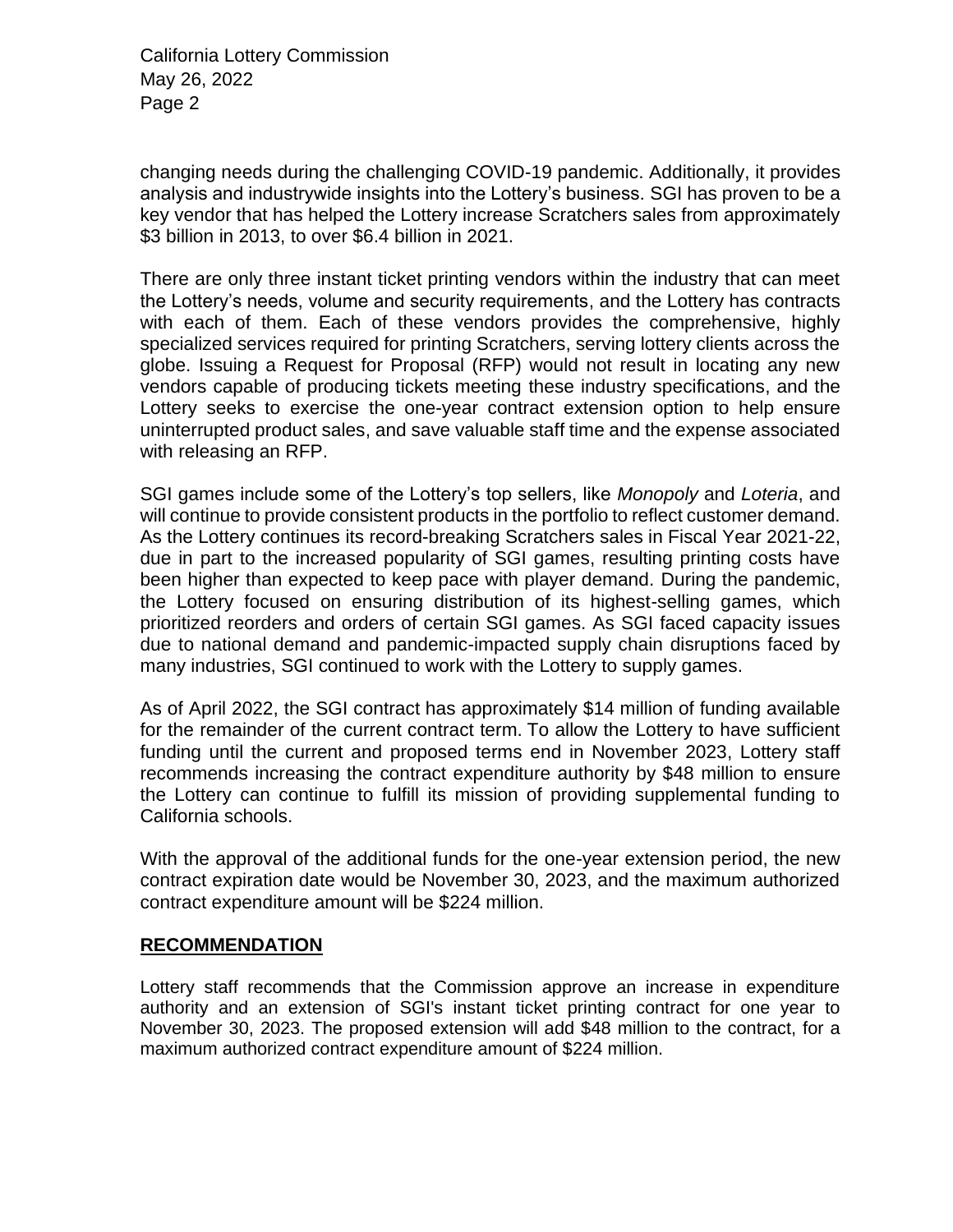changing needs during the challenging COVID-19 pandemic. Additionally, it provides analysis and industrywide insights into the Lottery's business. SGI has proven to be a key vendor that has helped the Lottery increase Scratchers sales from approximately $3 billion in 2013, to over $6.4 billion in 2021.

There are only three instant ticket printing vendors within the industry that can meet the Lottery's needs, volume and security requirements, and the Lottery has contracts with each of them. Each of these vendors provides the comprehensive, highly specialized services required for printing Scratchers, serving lottery clients across the globe. Issuing a Request for Proposal (RFP) would not result in locating any new vendors capable of producing tickets meeting these industry specifications, and the Lottery seeks to exercise the one-year contract extension option to help ensure uninterrupted product sales, and save valuable staff time and the expense associated with releasing an RFP.

SGI games include some of the Lottery's top sellers, like *Monopoly* and *Loteria*, and will continue to provide consistent products in the portfolio to reflect customer demand. As the Lottery continues its record-breaking Scratchers sales in Fiscal Year 2021-22, due in part to the increased popularity of SGI games, resulting printing costs have been higher than expected to keep pace with player demand. During the pandemic, the Lottery focused on ensuring distribution of its highest-selling games, which prioritized reorders and orders of certain SGI games. As SGI faced capacity issues due to national demand and pandemic-impacted supply chain disruptions faced by many industries, SGI continued to work with the Lottery to supply games.

As of April 2022, the SGI contract has approximately $14 million of funding available for the remainder of the current contract term. To allow the Lottery to have sufficient funding until the current and proposed terms end in November 2023, Lottery staff recommends increasing the contract expenditure authority by $48 million to ensure the Lottery can continue to fulfill its mission of providing supplemental funding to California schools.

With the approval of the additional funds for the one-year extension period, the new contract expiration date would be November 30, 2023, and the maximum authorized contract expenditure amount will be $224 million.

## RECOMMENDATION

Lottery staff recommends that the Commission approve an increase in expenditure authority and an extension of SGI's instant ticket printing contract for one year to November 30, 2023. The proposed extension will add $48 million to the contract, for a maximum authorized contract expenditure amount of $224 million.